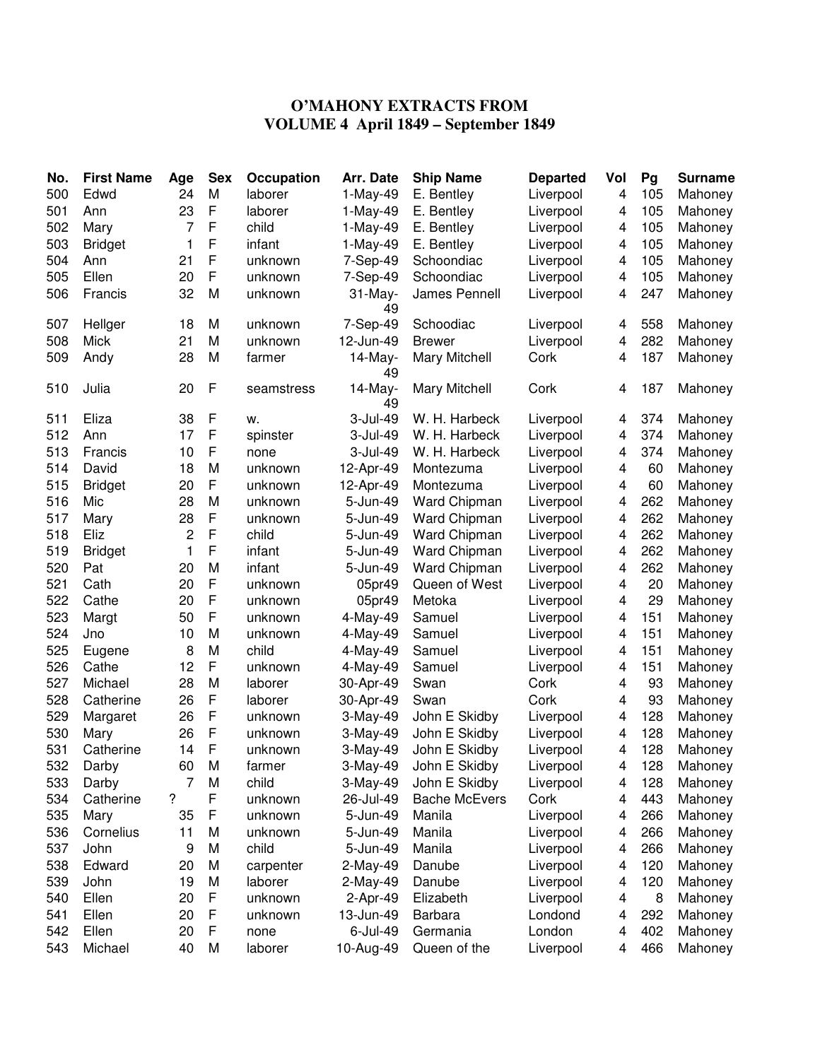# O'MAHONY EXTRACTS FROM
# VOLUME 4 April 1849 – September 1849

| No. | First Name | Age | Sex | Occupation | Arr. Date | Ship Name | Departed | Vol | Pg | Surname |
|---|---|---|---|---|---|---|---|---|---|---|
| 500 | Edwd | 24 | M | laborer | 1-May-49 | E. Bentley | Liverpool | 4 | 105 | Mahoney |
| 501 | Ann | 23 | F | laborer | 1-May-49 | E. Bentley | Liverpool | 4 | 105 | Mahoney |
| 502 | Mary | 7 | F | child | 1-May-49 | E. Bentley | Liverpool | 4 | 105 | Mahoney |
| 503 | Bridget | 1 | F | infant | 1-May-49 | E. Bentley | Liverpool | 4 | 105 | Mahoney |
| 504 | Ann | 21 | F | unknown | 7-Sep-49 | Schoondiac | Liverpool | 4 | 105 | Mahoney |
| 505 | Ellen | 20 | F | unknown | 7-Sep-49 | Schoondiac | Liverpool | 4 | 105 | Mahoney |
| 506 | Francis | 32 | M | unknown | 31-May-49 | James Pennell | Liverpool | 4 | 247 | Mahoney |
| 507 | Hellger | 18 | M | unknown | 7-Sep-49 | Schoodiac | Liverpool | 4 | 558 | Mahoney |
| 508 | Mick | 21 | M | unknown | 12-Jun-49 | Brewer | Liverpool | 4 | 282 | Mahoney |
| 509 | Andy | 28 | M | farmer | 14-May-49 | Mary Mitchell | Cork | 4 | 187 | Mahoney |
| 510 | Julia | 20 | F | seamstress | 14-May-49 | Mary Mitchell | Cork | 4 | 187 | Mahoney |
| 511 | Eliza | 38 | F | w. | 3-Jul-49 | W. H. Harbeck | Liverpool | 4 | 374 | Mahoney |
| 512 | Ann | 17 | F | spinster | 3-Jul-49 | W. H. Harbeck | Liverpool | 4 | 374 | Mahoney |
| 513 | Francis | 10 | F | none | 3-Jul-49 | W. H. Harbeck | Liverpool | 4 | 374 | Mahoney |
| 514 | David | 18 | M | unknown | 12-Apr-49 | Montezuma | Liverpool | 4 | 60 | Mahoney |
| 515 | Bridget | 20 | F | unknown | 12-Apr-49 | Montezuma | Liverpool | 4 | 60 | Mahoney |
| 516 | Mic | 28 | M | unknown | 5-Jun-49 | Ward Chipman | Liverpool | 4 | 262 | Mahoney |
| 517 | Mary | 28 | F | unknown | 5-Jun-49 | Ward Chipman | Liverpool | 4 | 262 | Mahoney |
| 518 | Eliz | 2 | F | child | 5-Jun-49 | Ward Chipman | Liverpool | 4 | 262 | Mahoney |
| 519 | Bridget | 1 | F | infant | 5-Jun-49 | Ward Chipman | Liverpool | 4 | 262 | Mahoney |
| 520 | Pat | 20 | M | infant | 5-Jun-49 | Ward Chipman | Liverpool | 4 | 262 | Mahoney |
| 521 | Cath | 20 | F | unknown | 05pr49 | Queen of West | Liverpool | 4 | 20 | Mahoney |
| 522 | Cathe | 20 | F | unknown | 05pr49 | Metoka | Liverpool | 4 | 29 | Mahoney |
| 523 | Margt | 50 | F | unknown | 4-May-49 | Samuel | Liverpool | 4 | 151 | Mahoney |
| 524 | Jno | 10 | M | unknown | 4-May-49 | Samuel | Liverpool | 4 | 151 | Mahoney |
| 525 | Eugene | 8 | M | child | 4-May-49 | Samuel | Liverpool | 4 | 151 | Mahoney |
| 526 | Cathe | 12 | F | unknown | 4-May-49 | Samuel | Liverpool | 4 | 151 | Mahoney |
| 527 | Michael | 28 | M | laborer | 30-Apr-49 | Swan | Cork | 4 | 93 | Mahoney |
| 528 | Catherine | 26 | F | laborer | 30-Apr-49 | Swan | Cork | 4 | 93 | Mahoney |
| 529 | Margaret | 26 | F | unknown | 3-May-49 | John E Skidby | Liverpool | 4 | 128 | Mahoney |
| 530 | Mary | 26 | F | unknown | 3-May-49 | John E Skidby | Liverpool | 4 | 128 | Mahoney |
| 531 | Catherine | 14 | F | unknown | 3-May-49 | John E Skidby | Liverpool | 4 | 128 | Mahoney |
| 532 | Darby | 60 | M | farmer | 3-May-49 | John E Skidby | Liverpool | 4 | 128 | Mahoney |
| 533 | Darby | 7 | M | child | 3-May-49 | John E Skidby | Liverpool | 4 | 128 | Mahoney |
| 534 | Catherine | ? | F | unknown | 26-Jul-49 | Bache McEvers | Cork | 4 | 443 | Mahoney |
| 535 | Mary | 35 | F | unknown | 5-Jun-49 | Manila | Liverpool | 4 | 266 | Mahoney |
| 536 | Cornelius | 11 | M | unknown | 5-Jun-49 | Manila | Liverpool | 4 | 266 | Mahoney |
| 537 | John | 9 | M | child | 5-Jun-49 | Manila | Liverpool | 4 | 266 | Mahoney |
| 538 | Edward | 20 | M | carpenter | 2-May-49 | Danube | Liverpool | 4 | 120 | Mahoney |
| 539 | John | 19 | M | laborer | 2-May-49 | Danube | Liverpool | 4 | 120 | Mahoney |
| 540 | Ellen | 20 | F | unknown | 2-Apr-49 | Elizabeth | Liverpool | 4 | 8 | Mahoney |
| 541 | Ellen | 20 | F | unknown | 13-Jun-49 | Barbara | Londond | 4 | 292 | Mahoney |
| 542 | Ellen | 20 | F | none | 6-Jul-49 | Germania | London | 4 | 402 | Mahoney |
| 543 | Michael | 40 | M | laborer | 10-Aug-49 | Queen of the | Liverpool | 4 | 466 | Mahoney |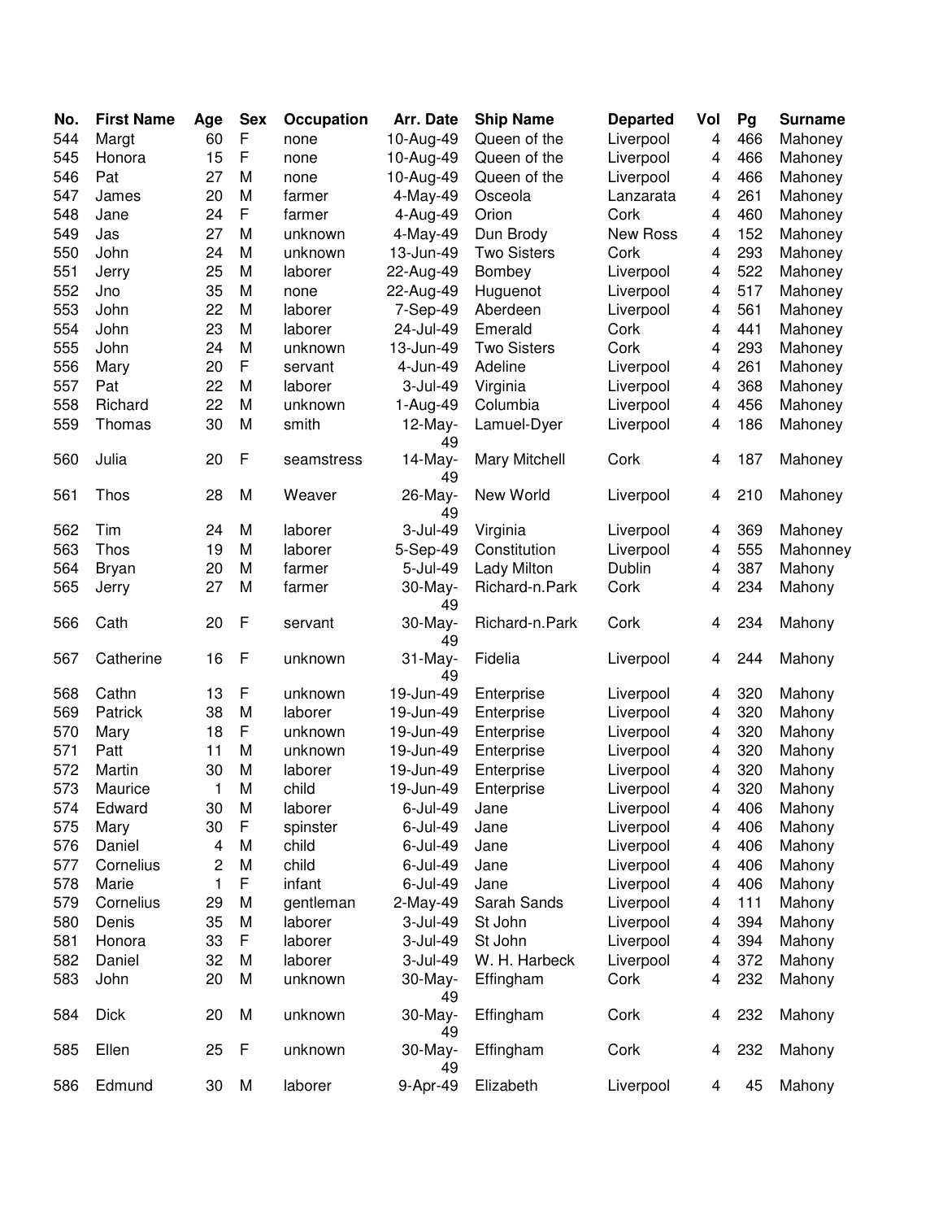| No. | First Name | Age | Sex | Occupation | Arr. Date | Ship Name | Departed | Vol | Pg | Surname |
|---|---|---|---|---|---|---|---|---|---|---|
| 544 | Margt | 60 | F | none | 10-Aug-49 | Queen of the | Liverpool | 4 | 466 | Mahoney |
| 545 | Honora | 15 | F | none | 10-Aug-49 | Queen of the | Liverpool | 4 | 466 | Mahoney |
| 546 | Pat | 27 | M | none | 10-Aug-49 | Queen of the | Liverpool | 4 | 466 | Mahoney |
| 547 | James | 20 | M | farmer | 4-May-49 | Osceola | Lanzarata | 4 | 261 | Mahoney |
| 548 | Jane | 24 | F | farmer | 4-Aug-49 | Orion | Cork | 4 | 460 | Mahoney |
| 549 | Jas | 27 | M | unknown | 4-May-49 | Dun Brody | New Ross | 4 | 152 | Mahoney |
| 550 | John | 24 | M | unknown | 13-Jun-49 | Two Sisters | Cork | 4 | 293 | Mahoney |
| 551 | Jerry | 25 | M | laborer | 22-Aug-49 | Bombey | Liverpool | 4 | 522 | Mahoney |
| 552 | Jno | 35 | M | none | 22-Aug-49 | Huguenot | Liverpool | 4 | 517 | Mahoney |
| 553 | John | 22 | M | laborer | 7-Sep-49 | Aberdeen | Liverpool | 4 | 561 | Mahoney |
| 554 | John | 23 | M | laborer | 24-Jul-49 | Emerald | Cork | 4 | 441 | Mahoney |
| 555 | John | 24 | M | unknown | 13-Jun-49 | Two Sisters | Cork | 4 | 293 | Mahoney |
| 556 | Mary | 20 | F | servant | 4-Jun-49 | Adeline | Liverpool | 4 | 261 | Mahoney |
| 557 | Pat | 22 | M | laborer | 3-Jul-49 | Virginia | Liverpool | 4 | 368 | Mahoney |
| 558 | Richard | 22 | M | unknown | 1-Aug-49 | Columbia | Liverpool | 4 | 456 | Mahoney |
| 559 | Thomas | 30 | M | smith | 12-May-49 | Lamuel-Dyer | Liverpool | 4 | 186 | Mahoney |
| 560 | Julia | 20 | F | seamstress | 14-May-49 | Mary Mitchell | Cork | 4 | 187 | Mahoney |
| 561 | Thos | 28 | M | Weaver | 26-May-49 | New World | Liverpool | 4 | 210 | Mahoney |
| 562 | Tim | 24 | M | laborer | 3-Jul-49 | Virginia | Liverpool | 4 | 369 | Mahoney |
| 563 | Thos | 19 | M | laborer | 5-Sep-49 | Constitution | Liverpool | 4 | 555 | Mahonney |
| 564 | Bryan | 20 | M | farmer | 5-Jul-49 | Lady Milton | Dublin | 4 | 387 | Mahony |
| 565 | Jerry | 27 | M | farmer | 30-May-49 | Richard-n.Park | Cork | 4 | 234 | Mahony |
| 566 | Cath | 20 | F | servant | 30-May-49 | Richard-n.Park | Cork | 4 | 234 | Mahony |
| 567 | Catherine | 16 | F | unknown | 31-May-49 | Fidelia | Liverpool | 4 | 244 | Mahony |
| 568 | Cathn | 13 | F | unknown | 19-Jun-49 | Enterprise | Liverpool | 4 | 320 | Mahony |
| 569 | Patrick | 38 | M | laborer | 19-Jun-49 | Enterprise | Liverpool | 4 | 320 | Mahony |
| 570 | Mary | 18 | F | unknown | 19-Jun-49 | Enterprise | Liverpool | 4 | 320 | Mahony |
| 571 | Patt | 11 | M | unknown | 19-Jun-49 | Enterprise | Liverpool | 4 | 320 | Mahony |
| 572 | Martin | 30 | M | laborer | 19-Jun-49 | Enterprise | Liverpool | 4 | 320 | Mahony |
| 573 | Maurice | 1 | M | child | 19-Jun-49 | Enterprise | Liverpool | 4 | 320 | Mahony |
| 574 | Edward | 30 | M | laborer | 6-Jul-49 | Jane | Liverpool | 4 | 406 | Mahony |
| 575 | Mary | 30 | F | spinster | 6-Jul-49 | Jane | Liverpool | 4 | 406 | Mahony |
| 576 | Daniel | 4 | M | child | 6-Jul-49 | Jane | Liverpool | 4 | 406 | Mahony |
| 577 | Cornelius | 2 | M | child | 6-Jul-49 | Jane | Liverpool | 4 | 406 | Mahony |
| 578 | Marie | 1 | F | infant | 6-Jul-49 | Jane | Liverpool | 4 | 406 | Mahony |
| 579 | Cornelius | 29 | M | gentleman | 2-May-49 | Sarah Sands | Liverpool | 4 | 111 | Mahony |
| 580 | Denis | 35 | M | laborer | 3-Jul-49 | St John | Liverpool | 4 | 394 | Mahony |
| 581 | Honora | 33 | F | laborer | 3-Jul-49 | St John | Liverpool | 4 | 394 | Mahony |
| 582 | Daniel | 32 | M | laborer | 3-Jul-49 | W. H. Harbeck | Liverpool | 4 | 372 | Mahony |
| 583 | John | 20 | M | unknown | 30-May-49 | Effingham | Cork | 4 | 232 | Mahony |
| 584 | Dick | 20 | M | unknown | 30-May-49 | Effingham | Cork | 4 | 232 | Mahony |
| 585 | Ellen | 25 | F | unknown | 30-May-49 | Effingham | Cork | 4 | 232 | Mahony |
| 586 | Edmund | 30 | M | laborer | 9-Apr-49 | Elizabeth | Liverpool | 4 | 45 | Mahony |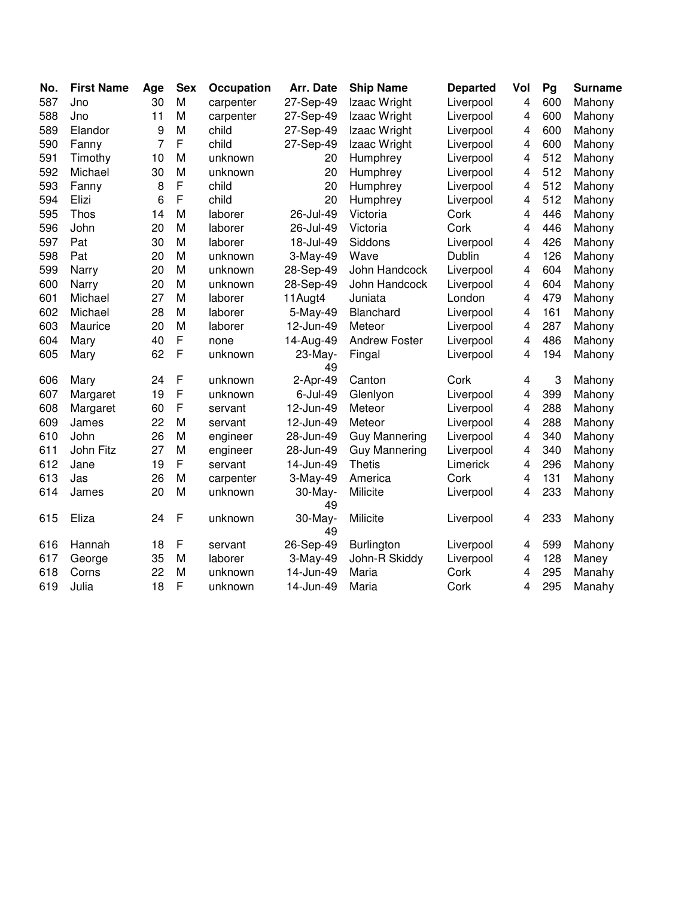| No. | First Name | Age | Sex | Occupation | Arr. Date | Ship Name | Departed | Vol | Pg | Surname |
|---|---|---|---|---|---|---|---|---|---|---|
| 587 | Jno | 30 | M | carpenter | 27-Sep-49 | Izaac Wright | Liverpool | 4 | 600 | Mahony |
| 588 | Jno | 11 | M | carpenter | 27-Sep-49 | Izaac Wright | Liverpool | 4 | 600 | Mahony |
| 589 | Elandor | 9 | M | child | 27-Sep-49 | Izaac Wright | Liverpool | 4 | 600 | Mahony |
| 590 | Fanny | 7 | F | child | 27-Sep-49 | Izaac Wright | Liverpool | 4 | 600 | Mahony |
| 591 | Timothy | 10 | M | unknown | 20 | Humphrey | Liverpool | 4 | 512 | Mahony |
| 592 | Michael | 30 | M | unknown | 20 | Humphrey | Liverpool | 4 | 512 | Mahony |
| 593 | Fanny | 8 | F | child | 20 | Humphrey | Liverpool | 4 | 512 | Mahony |
| 594 | Elizi | 6 | F | child | 20 | Humphrey | Liverpool | 4 | 512 | Mahony |
| 595 | Thos | 14 | M | laborer | 26-Jul-49 | Victoria | Cork | 4 | 446 | Mahony |
| 596 | John | 20 | M | laborer | 26-Jul-49 | Victoria | Cork | 4 | 446 | Mahony |
| 597 | Pat | 30 | M | laborer | 18-Jul-49 | Siddons | Liverpool | 4 | 426 | Mahony |
| 598 | Pat | 20 | M | unknown | 3-May-49 | Wave | Dublin | 4 | 126 | Mahony |
| 599 | Narry | 20 | M | unknown | 28-Sep-49 | John Handcock | Liverpool | 4 | 604 | Mahony |
| 600 | Narry | 20 | M | unknown | 28-Sep-49 | John Handcock | Liverpool | 4 | 604 | Mahony |
| 601 | Michael | 27 | M | laborer | 11Augt4 | Juniata | London | 4 | 479 | Mahony |
| 602 | Michael | 28 | M | laborer | 5-May-49 | Blanchard | Liverpool | 4 | 161 | Mahony |
| 603 | Maurice | 20 | M | laborer | 12-Jun-49 | Meteor | Liverpool | 4 | 287 | Mahony |
| 604 | Mary | 40 | F | none | 14-Aug-49 | Andrew Foster | Liverpool | 4 | 486 | Mahony |
| 605 | Mary | 62 | F | unknown | 23-May-49 | Fingal | Liverpool | 4 | 194 | Mahony |
| 606 | Mary | 24 | F | unknown | 2-Apr-49 | Canton | Cork | 4 | 3 | Mahony |
| 607 | Margaret | 19 | F | unknown | 6-Jul-49 | Glenlyon | Liverpool | 4 | 399 | Mahony |
| 608 | Margaret | 60 | F | servant | 12-Jun-49 | Meteor | Liverpool | 4 | 288 | Mahony |
| 609 | James | 22 | M | servant | 12-Jun-49 | Meteor | Liverpool | 4 | 288 | Mahony |
| 610 | John | 26 | M | engineer | 28-Jun-49 | Guy Mannering | Liverpool | 4 | 340 | Mahony |
| 611 | John Fitz | 27 | M | engineer | 28-Jun-49 | Guy Mannering | Liverpool | 4 | 340 | Mahony |
| 612 | Jane | 19 | F | servant | 14-Jun-49 | Thetis | Limerick | 4 | 296 | Mahony |
| 613 | Jas | 26 | M | carpenter | 3-May-49 | America | Cork | 4 | 131 | Mahony |
| 614 | James | 20 | M | unknown | 30-May-49 | Milicite | Liverpool | 4 | 233 | Mahony |
| 615 | Eliza | 24 | F | unknown | 30-May-49 | Milicite | Liverpool | 4 | 233 | Mahony |
| 616 | Hannah | 18 | F | servant | 26-Sep-49 | Burlington | Liverpool | 4 | 599 | Mahony |
| 617 | George | 35 | M | laborer | 3-May-49 | John-R Skiddy | Liverpool | 4 | 128 | Maney |
| 618 | Corns | 22 | M | unknown | 14-Jun-49 | Maria | Cork | 4 | 295 | Manahy |
| 619 | Julia | 18 | F | unknown | 14-Jun-49 | Maria | Cork | 4 | 295 | Manahy |